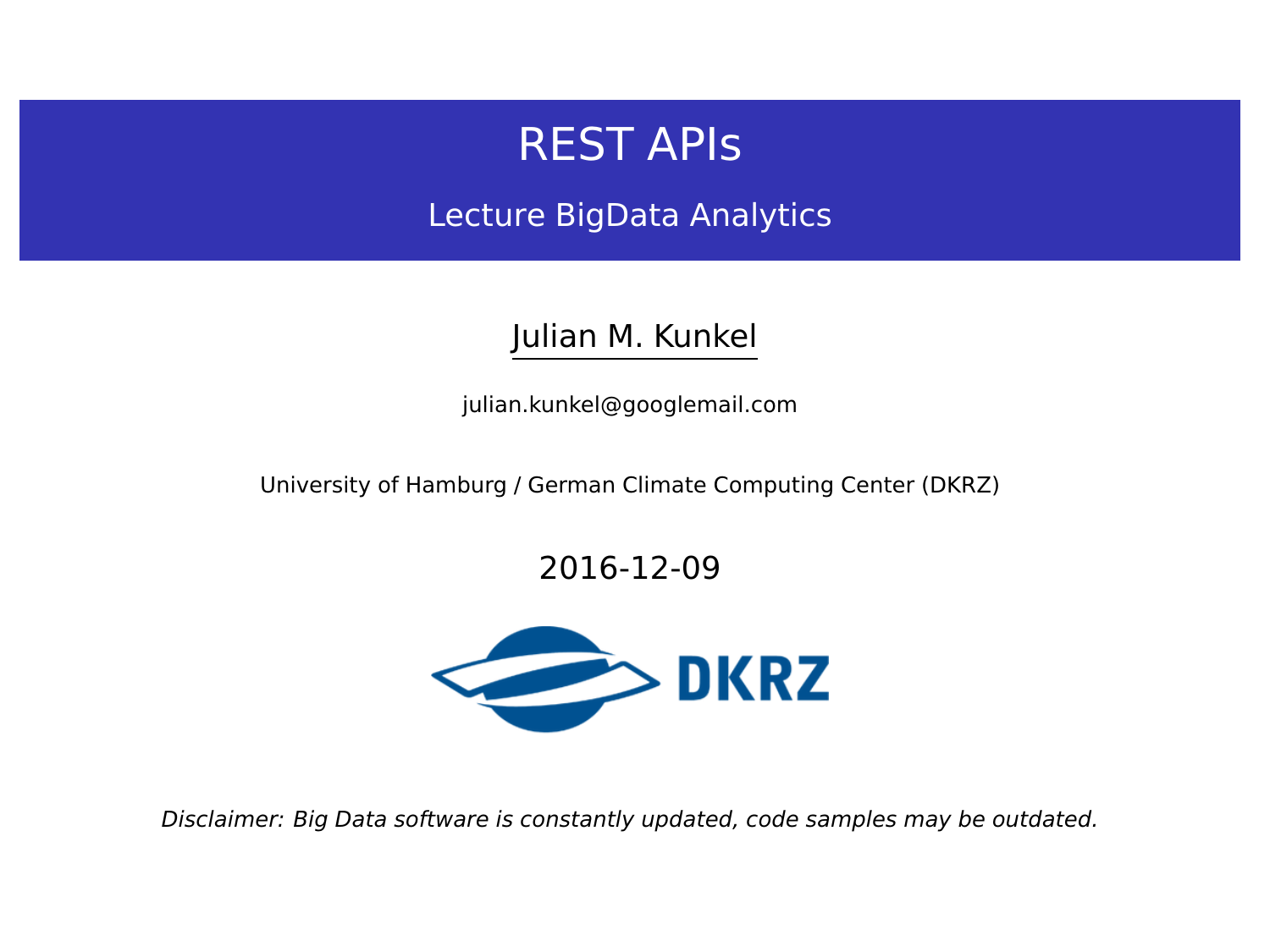# REST APIs

## Lecture BigData Analytics

Julian M. Kunkel

julian.kunkel@googlemail.com

University of Hamburg / German Climate Computing Center (DKRZ)

2016-12-09

*Disclaimer: Big Data software is constantly updated, code samples may be outdated.*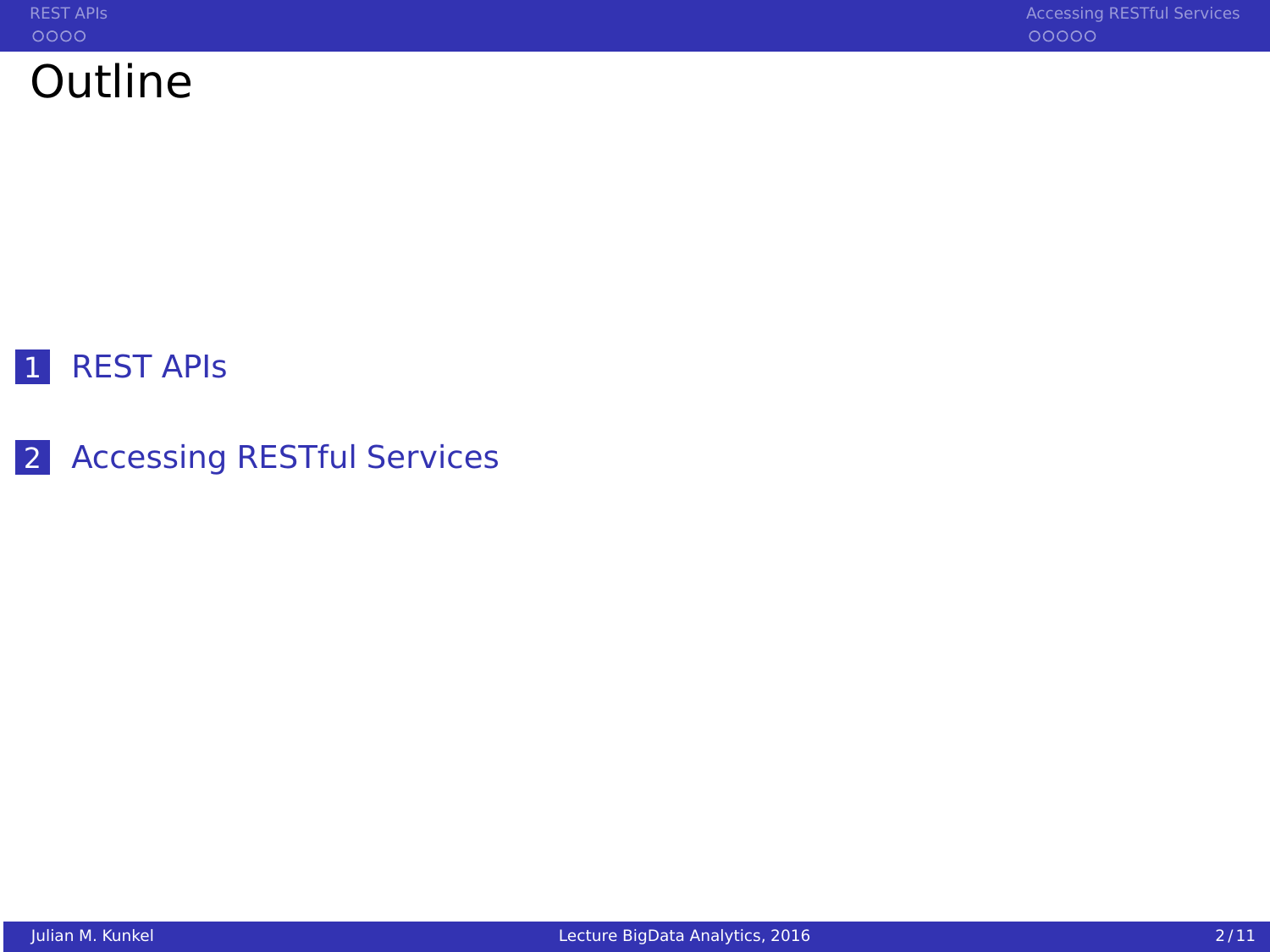# Outline

1. REST APIs
2. Accessing RESTful Services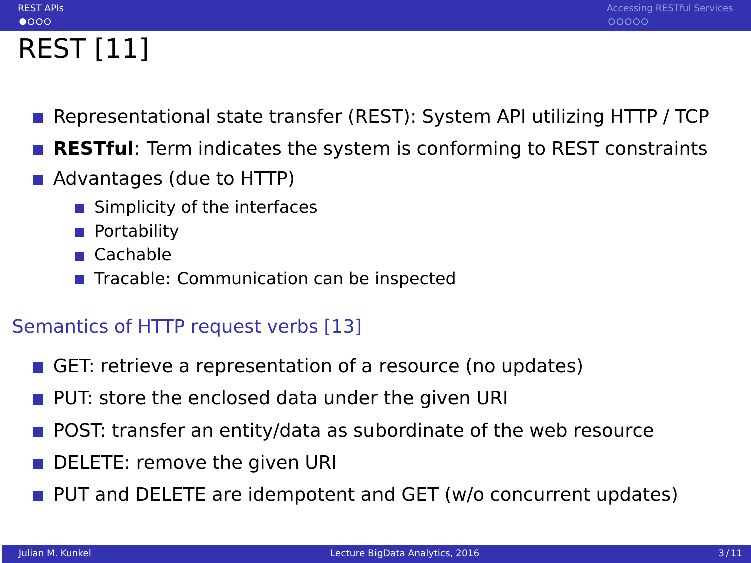# REST [11]

- Representational state transfer (REST): System API utilizing HTTP / TCP
- **RESTful**: Term indicates the system is conforming to REST constraints
- Advantages (due to HTTP)
  - Simplicity of the interfaces
  - Portability
  - Cachable
  - Tracable: Communication can be inspected

## Semantics of HTTP request verbs [13]

- GET: retrieve a representation of a resource (no updates)
- PUT: store the enclosed data under the given URI
- POST: transfer an entity/data as subordinate of the web resource
- DELETE: remove the given URI
- PUT and DELETE are idempotent and GET (w/o concurrent updates)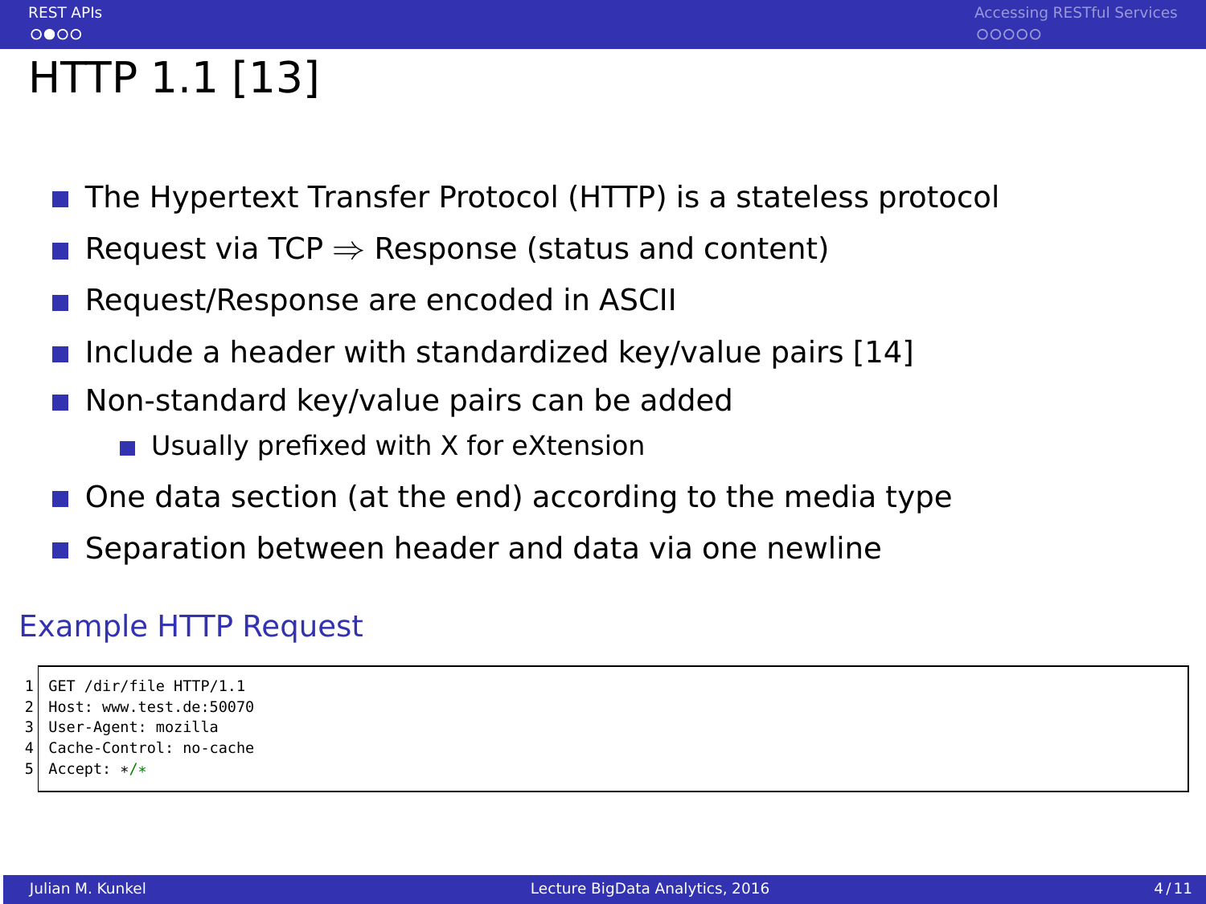# HTTP 1.1 [13]

- The Hypertext Transfer Protocol (HTTP) is a stateless protocol
- Request via TCP ⇒ Response (status and content)
- Request/Response are encoded in ASCII
- Include a header with standardized key/value pairs [14]
- Non-standard key/value pairs can be added
  - Usually prefixed with X for eXtension
- One data section (at the end) according to the media type
- Separation between header and data via one newline

## Example HTTP Request

```
GET /dir/file HTTP/1.1
Host: www.test.de:50070
User-Agent: mozilla
Cache-Control: no-cache
Accept: */*
```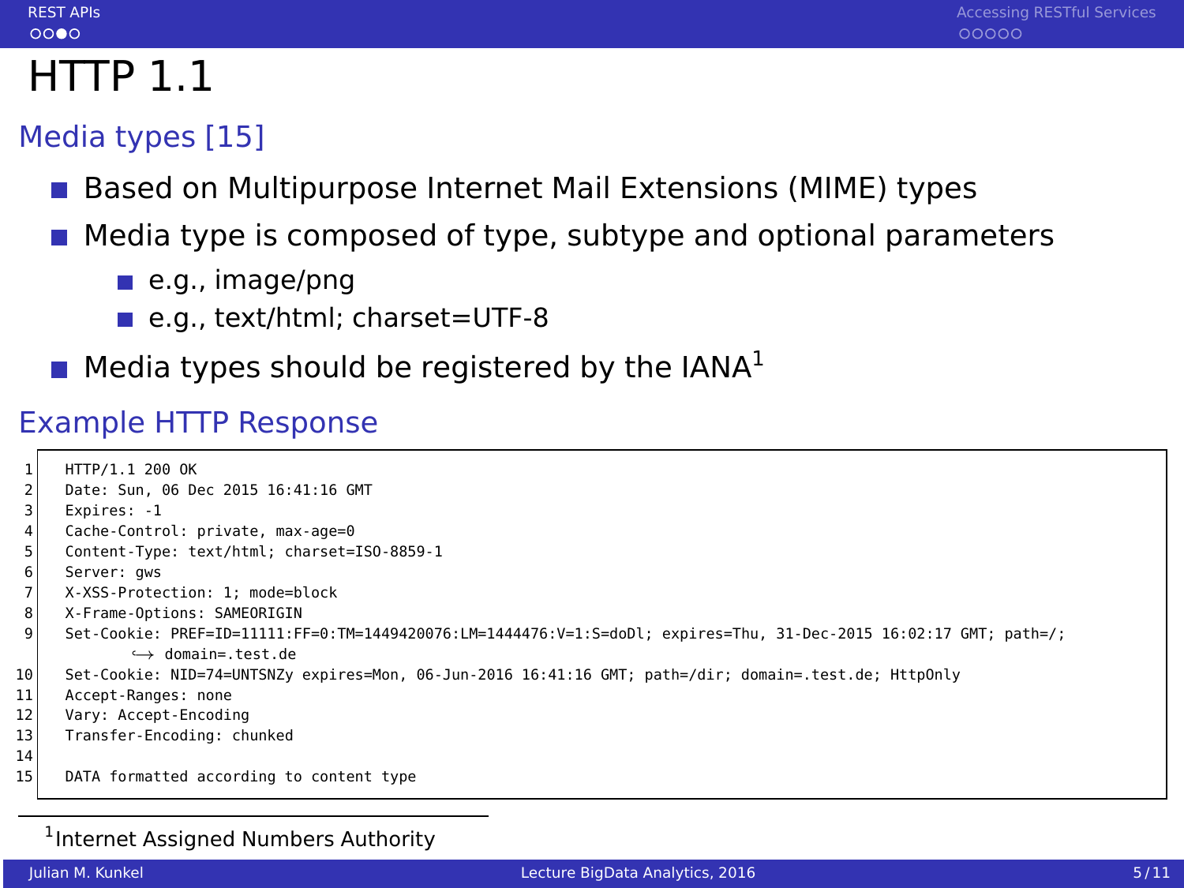# HTTP 1.1

## Media types [15]

- Based on Multipurpose Internet Mail Extensions (MIME) types
- Media type is composed of type, subtype and optional parameters
  - e.g., image/png
  - e.g., text/html; charset=UTF-8
- Media types should be registered by the IANA[1]

## Example HTTP Response

```
HTTP/1.1 200 OK
Date: Sun, 06 Dec 2015 16:41:16 GMT
Expires: -1
Cache-Control: private, max-age=0
Content-Type: text/html; charset=ISO-8859-1
Server: gws
X-XSS-Protection: 1; mode=block
X-Frame-Options: SAMEORIGIN
Set-Cookie: PREF=ID=11111:FF=0:TM=1449420076:LM=1444476:V=1:S=doDl; expires=Thu, 31-Dec-2015 16:02:17 GMT; path=/;
     domain=.test.de
Set-Cookie: NID=74=UNTSNZy expires=Mon, 06-Jun-2016 16:41:16 GMT; path=/dir; domain=.test.de; HttpOnly
Accept-Ranges: none
Vary: Accept-Encoding
Transfer-Encoding: chunked

DATA formatted according to content type
```

[1] Internet Assigned Numbers Authority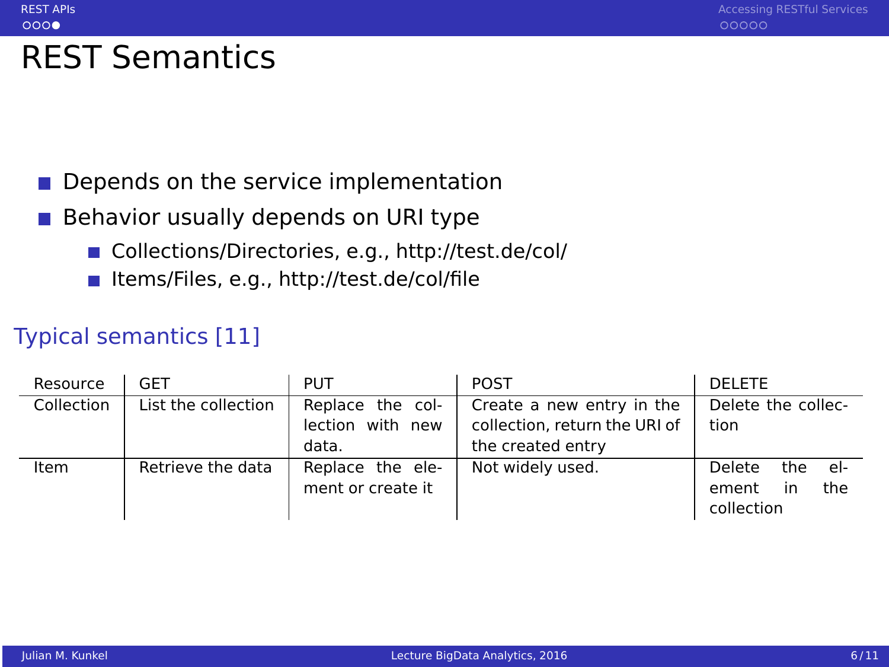# REST Semantics

- Depends on the service implementation
- Behavior usually depends on URI type
  - Collections/Directories, e.g., http://test.de/col/
  - Items/Files, e.g., http://test.de/col/file

## Typical semantics [11]

| Resource | GET | PUT | POST | DELETE |
|---|---|---|---|---|
| Collection | List the collection | Replace the collection with new data. | Create a new entry in the collection, return the URI of the created entry | Delete the collection |
| Item | Retrieve the data | Replace the element or create it | Not widely used. | Delete the element in the collection |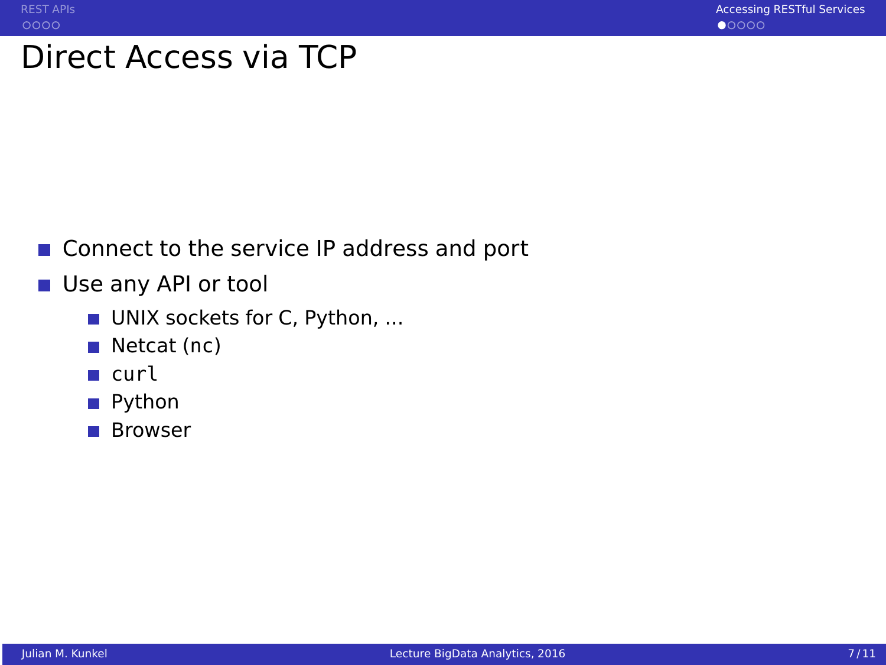# Direct Access via TCP

- Connect to the service IP address and port
- Use any API or tool
  - UNIX sockets for C, Python, ...
  - Netcat (nc)
  - `curl`
  - Python
  - Browser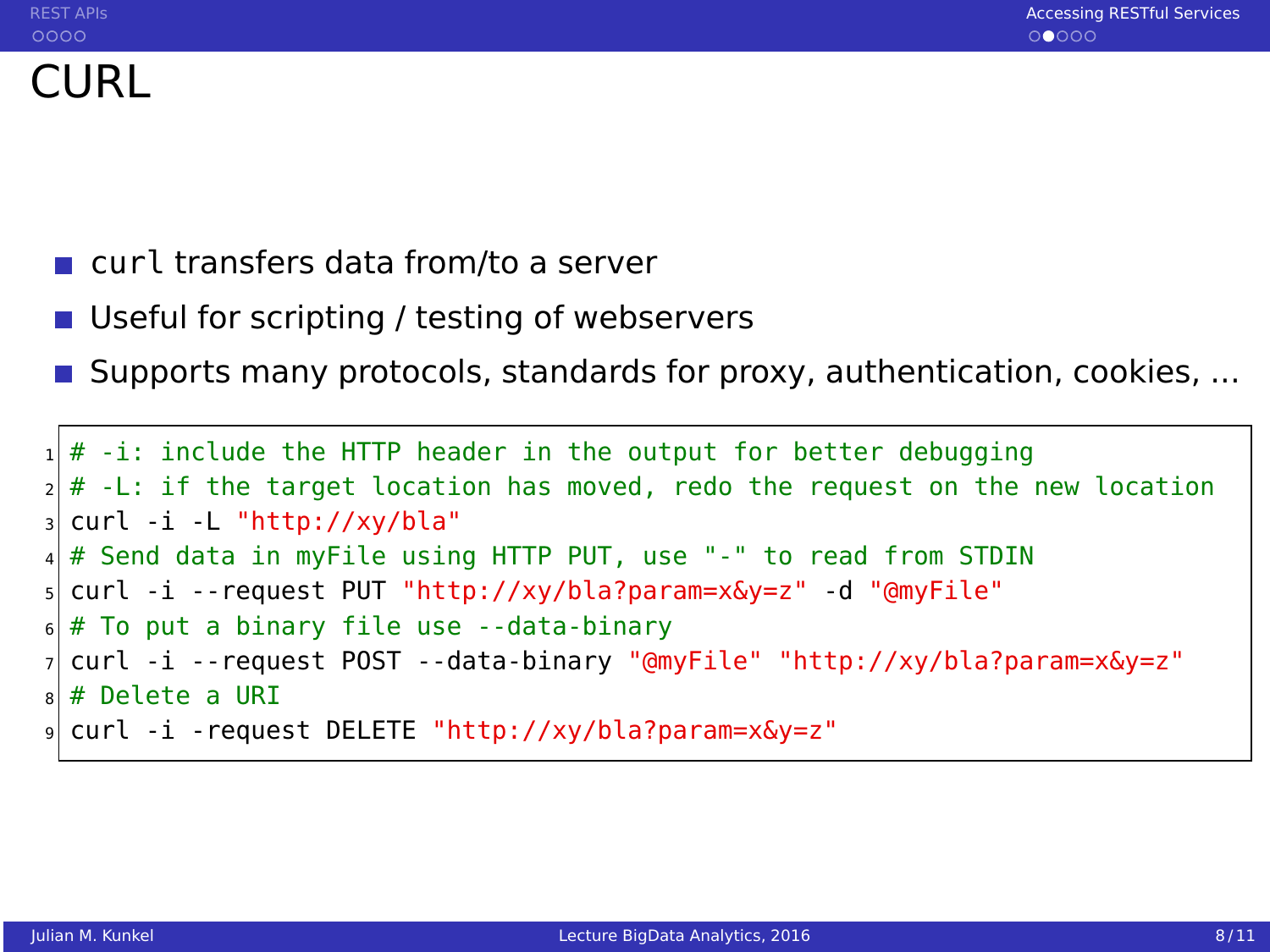# CURL

- `curl` transfers data from/to a server
- Useful for scripting / testing of webservers
- Supports many protocols, standards for proxy, authentication, cookies, ...

```
# -i: include the HTTP header in the output for better debugging
# -L: if the target location has moved, redo the request on the new location
curl -i -L "http://xy/bla"
# Send data in myFile using HTTP PUT, use "-" to read from STDIN
curl -i --request PUT "http://xy/bla?param=x&y=z" -d "@myFile"
# To put a binary file use --data-binary
curl -i --request POST --data-binary "@myFile" "http://xy/bla?param=x&y=z"
# Delete a URI
curl -i -request DELETE "http://xy/bla?param=x&y=z"
```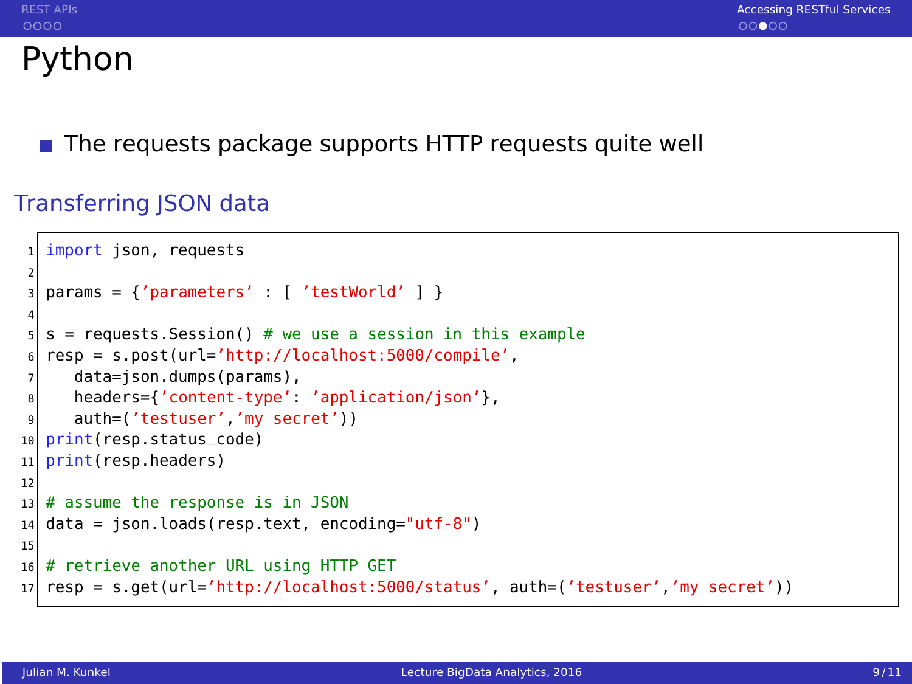# Python

- The requests package supports HTTP requests quite well

## Transferring JSON data

```python
import json, requests

params = {'parameters' : [ 'testWorld' ] }

s = requests.Session() # we use a session in this example
resp = s.post(url='http://localhost:5000/compile',
   data=json.dumps(params),
   headers={'content-type': 'application/json'},
   auth=('testuser','my secret'))
print(resp.status_code)
print(resp.headers)

# assume the response is in JSON
data = json.loads(resp.text, encoding="utf-8")

# retrieve another URL using HTTP GET
resp = s.get(url='http://localhost:5000/status', auth=('testuser','my secret'))
```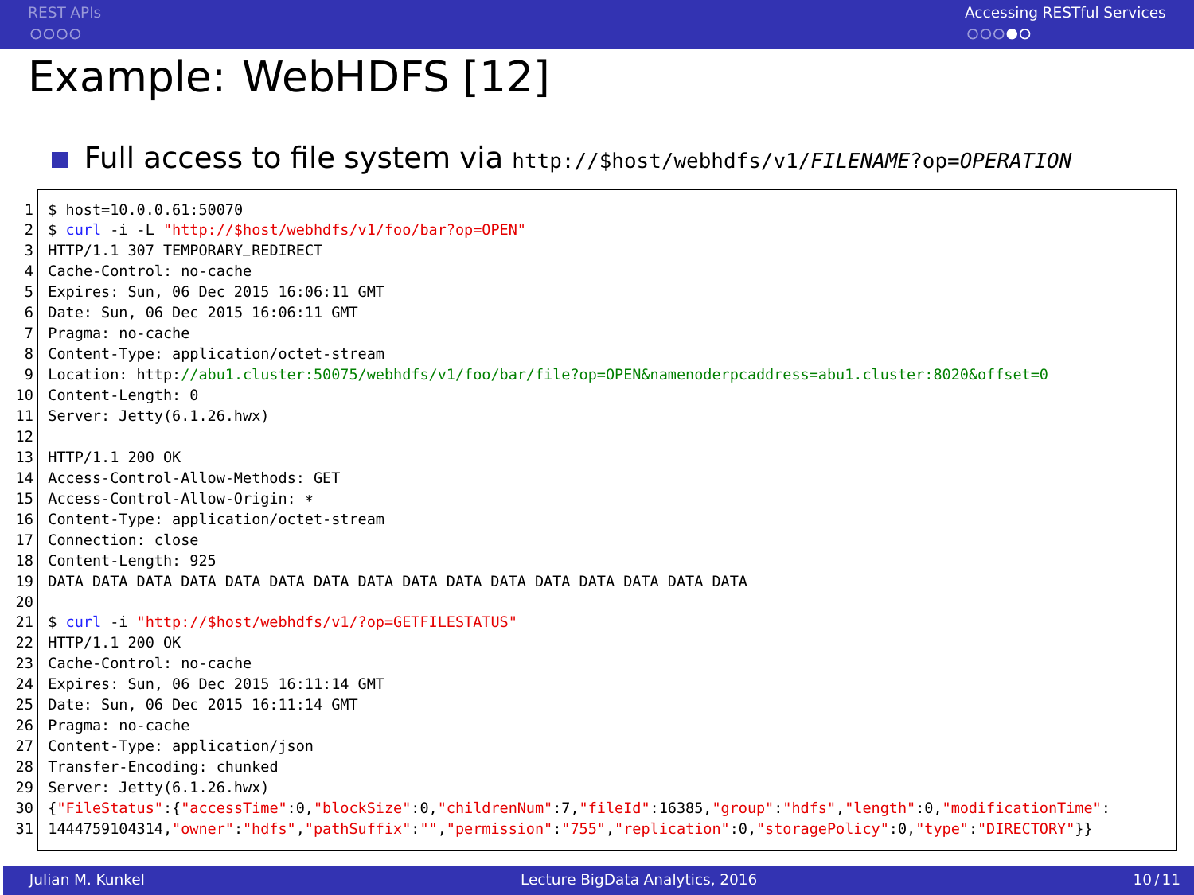# Example: WebHDFS [12]

- Full access to file system via `http://$host/webhdfs/v1/FILENAME?op=OPERATION`

```
$ host=10.0.0.61:50070
$ curl -i -L "http://$host/webhdfs/v1/foo/bar?op=OPEN"
HTTP/1.1 307 TEMPORARY_REDIRECT
Cache-Control: no-cache
Expires: Sun, 06 Dec 2015 16:06:11 GMT
Date: Sun, 06 Dec 2015 16:06:11 GMT
Pragma: no-cache
Content-Type: application/octet-stream
Location: http://abu1.cluster:50075/webhdfs/v1/foo/bar/file?op=OPEN&namenoderpcaddress=abu1.cluster:8020&offset=0
Content-Length: 0
Server: Jetty(6.1.26.hwx)

HTTP/1.1 200 OK
Access-Control-Allow-Methods: GET
Access-Control-Allow-Origin: *
Content-Type: application/octet-stream
Connection: close
Content-Length: 925
DATA DATA DATA DATA DATA DATA DATA DATA DATA DATA DATA DATA DATA DATA DATA DATA

$ curl -i "http://$host/webhdfs/v1/?op=GETFILESTATUS"
HTTP/1.1 200 OK
Cache-Control: no-cache
Expires: Sun, 06 Dec 2015 16:11:14 GMT
Date: Sun, 06 Dec 2015 16:11:14 GMT
Pragma: no-cache
Content-Type: application/json
Transfer-Encoding: chunked
Server: Jetty(6.1.26.hwx)
{"FileStatus":{"accessTime":0,"blockSize":0,"childrenNum":7,"fileId":16385,"group":"hdfs","length":0,"modificationTime":
1444759104314,"owner":"hdfs","pathSuffix":"","permission":"755","replication":0,"storagePolicy":0,"type":"DIRECTORY"}}
```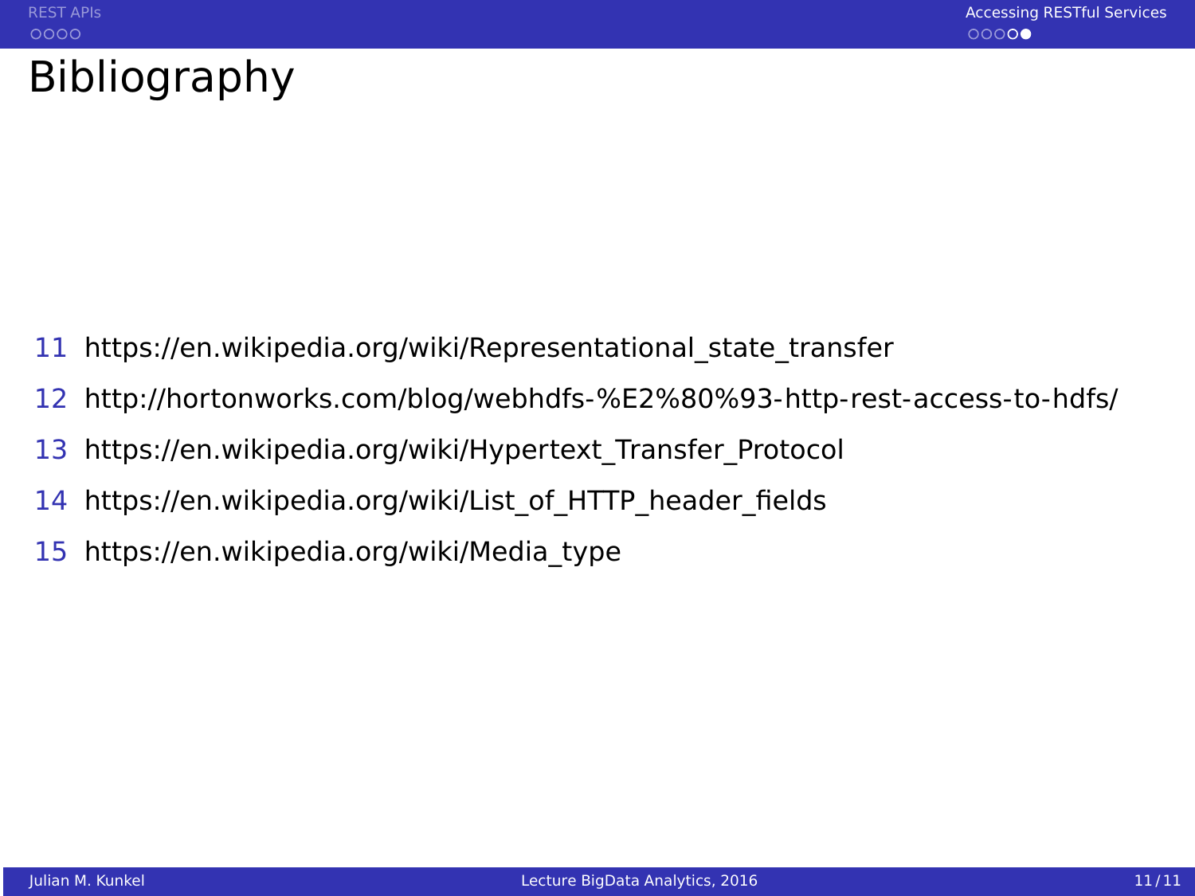# Bibliography

11 https://en.wikipedia.org/wiki/Representational_state_transfer

12 http://hortonworks.com/blog/webhdfs-%E2%80%93-http-rest-access-to-hdfs/

13 https://en.wikipedia.org/wiki/Hypertext_Transfer_Protocol

14 https://en.wikipedia.org/wiki/List_of_HTTP_header_fields

15 https://en.wikipedia.org/wiki/Media_type